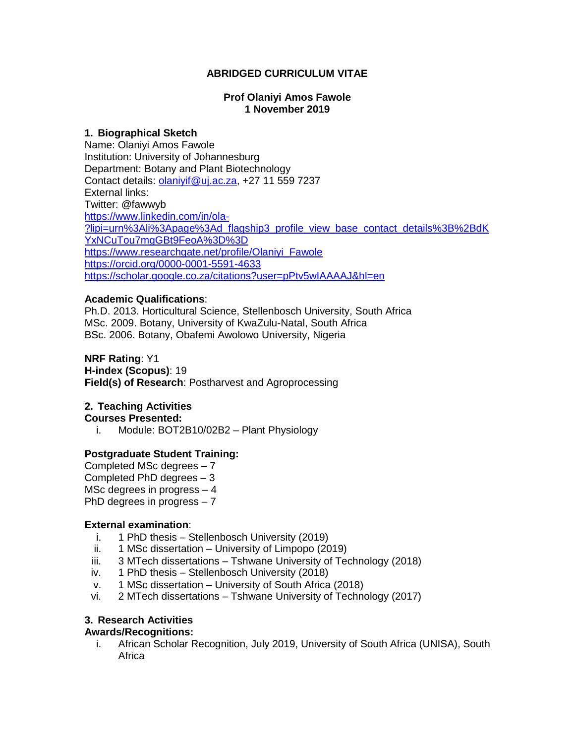# ABRIDGED CURRICULUM VITAE

**Prof Olaniyi Amos Fawole**
**1 November 2019**

## 1. Biographical Sketch

Name: Olaniyi Amos Fawole
Institution: University of Johannesburg
Department: Botany and Plant Biotechnology
Contact details: olaniyif@uj.ac.za, +27 11 559 7237
External links:
Twitter: @fawwyb
https://www.linkedin.com/in/ola-?lipi=urn%3Ali%3Apage%3Ad_flagship3_profile_view_base_contact_details%3B%2BdKYxNCuTou7mgGBt9FeoA%3D%3D
https://www.researchgate.net/profile/Olaniyi_Fawole
https://orcid.org/0000-0001-5591-4633
https://scholar.google.co.za/citations?user=pPtv5wIAAAAJ&hl=en

**Academic Qualifications**:
Ph.D. 2013. Horticultural Science, Stellenbosch University, South Africa
MSc. 2009. Botany, University of KwaZulu-Natal, South Africa
BSc. 2006. Botany, Obafemi Awolowo University, Nigeria

**NRF Rating**: Y1
**H-index (Scopus)**: 19
**Field(s) of Research**: Postharvest and Agroprocessing

## 2. Teaching Activities

**Courses Presented:**

i. Module: BOT2B10/02B2 – Plant Physiology

**Postgraduate Student Training:**

Completed MSc degrees – 7
Completed PhD degrees – 3
MSc degrees in progress – 4
PhD degrees in progress – 7

**External examination**:

i. 1 PhD thesis – Stellenbosch University (2019)
ii. 1 MSc dissertation – University of Limpopo (2019)
iii. 3 MTech dissertations – Tshwane University of Technology (2018)
iv. 1 PhD thesis – Stellenbosch University (2018)
v. 1 MSc dissertation – University of South Africa (2018)
vi. 2 MTech dissertations – Tshwane University of Technology (2017)

## 3. Research Activities

**Awards/Recognitions:**

i. African Scholar Recognition, July 2019, University of South Africa (UNISA), South Africa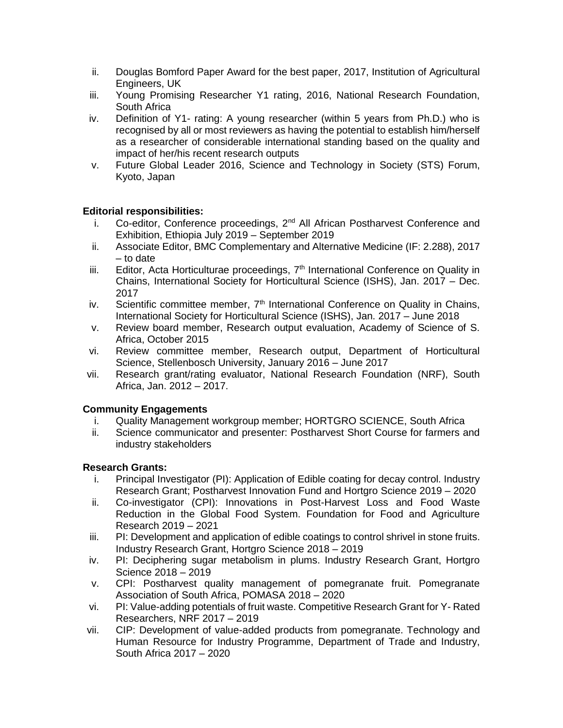ii. Douglas Bomford Paper Award for the best paper, 2017, Institution of Agricultural Engineers, UK
iii. Young Promising Researcher Y1 rating, 2016, National Research Foundation, South Africa
iv. Definition of Y1- rating: A young researcher (within 5 years from Ph.D.) who is recognised by all or most reviewers as having the potential to establish him/herself as a researcher of considerable international standing based on the quality and impact of her/his recent research outputs
v. Future Global Leader 2016, Science and Technology in Society (STS) Forum, Kyoto, Japan

**Editorial responsibilities:**

i. Co-editor, Conference proceedings, 2nd All African Postharvest Conference and Exhibition, Ethiopia July 2019 – September 2019
ii. Associate Editor, BMC Complementary and Alternative Medicine (IF: 2.288), 2017 – to date
iii. Editor, Acta Horticulturae proceedings, 7th International Conference on Quality in Chains, International Society for Horticultural Science (ISHS), Jan. 2017 – Dec. 2017
iv. Scientific committee member, 7th International Conference on Quality in Chains, International Society for Horticultural Science (ISHS), Jan. 2017 – June 2018
v. Review board member, Research output evaluation, Academy of Science of S. Africa, October 2015
vi. Review committee member, Research output, Department of Horticultural Science, Stellenbosch University, January 2016 – June 2017
vii. Research grant/rating evaluator, National Research Foundation (NRF), South Africa, Jan. 2012 – 2017.

**Community Engagements**

i. Quality Management workgroup member; HORTGRO SCIENCE, South Africa
ii. Science communicator and presenter: Postharvest Short Course for farmers and industry stakeholders

**Research Grants:**

i. Principal Investigator (PI): Application of Edible coating for decay control. Industry Research Grant; Postharvest Innovation Fund and Hortgro Science 2019 – 2020
ii. Co-investigator (CPI): Innovations in Post-Harvest Loss and Food Waste Reduction in the Global Food System. Foundation for Food and Agriculture Research 2019 – 2021
iii. PI: Development and application of edible coatings to control shrivel in stone fruits. Industry Research Grant, Hortgro Science 2018 – 2019
iv. PI: Deciphering sugar metabolism in plums. Industry Research Grant, Hortgro Science 2018 – 2019
v. CPI: Postharvest quality management of pomegranate fruit. Pomegranate Association of South Africa, POMASA 2018 – 2020
vi. PI: Value-adding potentials of fruit waste. Competitive Research Grant for Y- Rated Researchers, NRF 2017 – 2019
vii. CIP: Development of value-added products from pomegranate. Technology and Human Resource for Industry Programme, Department of Trade and Industry, South Africa 2017 – 2020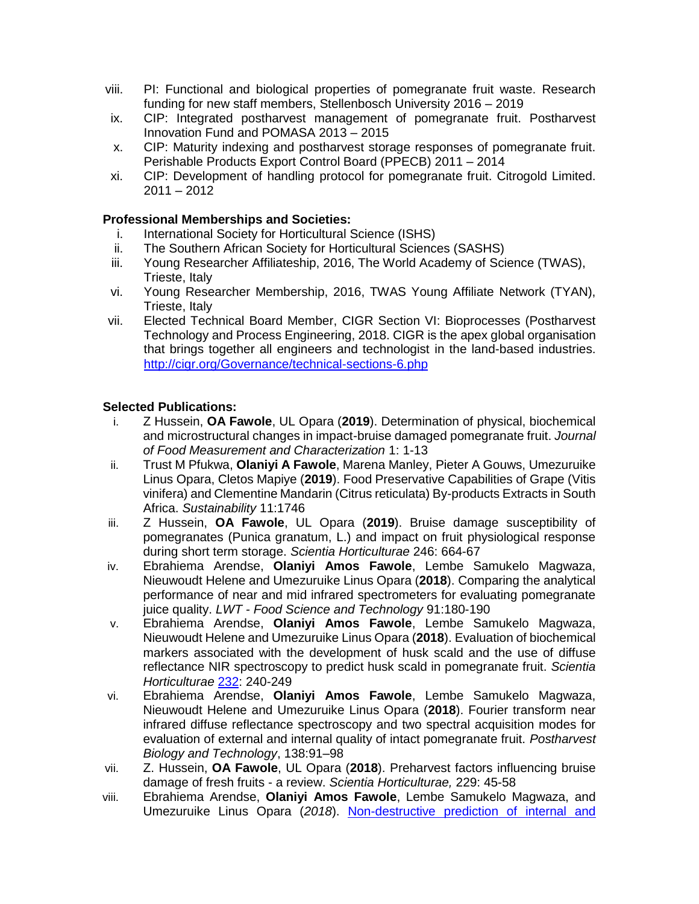viii. PI: Functional and biological properties of pomegranate fruit waste. Research funding for new staff members, Stellenbosch University 2016 – 2019
ix. CIP: Integrated postharvest management of pomegranate fruit. Postharvest Innovation Fund and POMASA 2013 – 2015
x. CIP: Maturity indexing and postharvest storage responses of pomegranate fruit. Perishable Products Export Control Board (PPECB) 2011 – 2014
xi. CIP: Development of handling protocol for pomegranate fruit. Citrogold Limited. 2011 – 2012

**Professional Memberships and Societies:**

i. International Society for Horticultural Science (ISHS)
ii. The Southern African Society for Horticultural Sciences (SASHS)
iii. Young Researcher Affiliateship, 2016, The World Academy of Science (TWAS), Trieste, Italy
vi. Young Researcher Membership, 2016, TWAS Young Affiliate Network (TYAN), Trieste, Italy
vii. Elected Technical Board Member, CIGR Section VI: Bioprocesses (Postharvest Technology and Process Engineering, 2018. CIGR is the apex global organisation that brings together all engineers and technologist in the land-based industries. [http://cigr.org/Governance/technical-sections-6.php](http://cigr.org/Governance/technical-sections-6.php)

**Selected Publications:**

i. Z Hussein, **OA Fawole**, UL Opara (**2019**). Determination of physical, biochemical and microstructural changes in impact-bruise damaged pomegranate fruit. *Journal of Food Measurement and Characterization* 1: 1-13
ii. Trust M Pfukwa, **Olaniyi A Fawole**, Marena Manley, Pieter A Gouws, Umezuruike Linus Opara, Cletos Mapiye (**2019**). Food Preservative Capabilities of Grape (Vitis vinifera) and Clementine Mandarin (Citrus reticulata) By-products Extracts in South Africa. *Sustainability* 11:1746
iii. Z Hussein, **OA Fawole**, UL Opara (**2019**). Bruise damage susceptibility of pomegranates (Punica granatum, L.) and impact on fruit physiological response during short term storage. *Scientia Horticulturae* 246: 664-67
iv. Ebrahiema Arendse, **Olaniyi Amos Fawole**, Lembe Samukelo Magwaza, Nieuwoudt Helene and Umezuruike Linus Opara (**2018**). Comparing the analytical performance of near and mid infrared spectrometers for evaluating pomegranate juice quality. *LWT - Food Science and Technology* 91:180-190
v. Ebrahiema Arendse, **Olaniyi Amos Fawole**, Lembe Samukelo Magwaza, Nieuwoudt Helene and Umezuruike Linus Opara (**2018**). Evaluation of biochemical markers associated with the development of husk scald and the use of diffuse reflectance NIR spectroscopy to predict husk scald in pomegranate fruit. *Scientia Horticulturae* 232: 240-249
vi. Ebrahiema Arendse, **Olaniyi Amos Fawole**, Lembe Samukelo Magwaza, Nieuwoudt Helene and Umezuruike Linus Opara (**2018**). Fourier transform near infrared diffuse reflectance spectroscopy and two spectral acquisition modes for evaluation of external and internal quality of intact pomegranate fruit. *Postharvest Biology and Technology*, 138:91–98
vii. Z. Hussein, **OA Fawole**, UL Opara (**2018**). Preharvest factors influencing bruise damage of fresh fruits - a review. *Scientia Horticulturae,* 229: 45-58
viii. Ebrahiema Arendse, **Olaniyi Amos Fawole**, Lembe Samukelo Magwaza, and Umezuruike Linus Opara (*2018*). Non-destructive prediction of internal and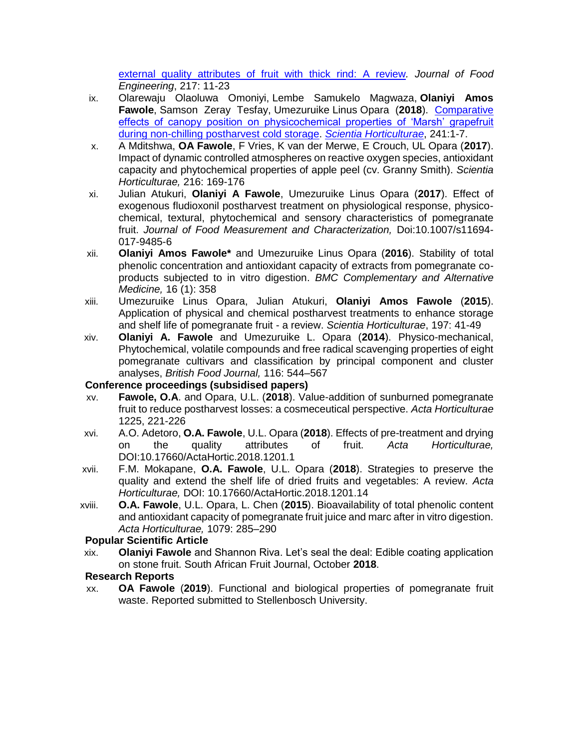external quality attributes of fruit with thick rind: A review. *Journal of Food Engineering*, 217: 11-23

ix. Olarewaju Olaoluwa Omoniyi, Lembe Samukelo Magwaza, **Olaniyi Amos Fawole**, Samson Zeray Tesfay, Umezuruike Linus Opara (**2018**). Comparative effects of canopy position on physicochemical properties of 'Marsh' grapefruit during non-chilling postharvest cold storage. *Scientia Horticulturae*, 241:1-7.

x. A Mditshwa, **OA Fawole**, F Vries, K van der Merwe, E Crouch, UL Opara (**2017**). Impact of dynamic controlled atmospheres on reactive oxygen species, antioxidant capacity and phytochemical properties of apple peel (cv. Granny Smith). *Scientia Horticulturae,* 216: 169-176

xi. Julian Atukuri, **Olaniyi A Fawole**, Umezuruike Linus Opara (**2017**). Effect of exogenous fludioxonil postharvest treatment on physiological response, physico-chemical, textural, phytochemical and sensory characteristics of pomegranate fruit. *Journal of Food Measurement and Characterization,* Doi:10.1007/s11694-017-9485-6

xii. **Olaniyi Amos Fawole*** and Umezuruike Linus Opara (**2016**). Stability of total phenolic concentration and antioxidant capacity of extracts from pomegranate co-products subjected to in vitro digestion. *BMC Complementary and Alternative Medicine,* 16 (1): 358

xiii. Umezuruike Linus Opara, Julian Atukuri, **Olaniyi Amos Fawole** (**2015**). Application of physical and chemical postharvest treatments to enhance storage and shelf life of pomegranate fruit - a review. *Scientia Horticulturae*, 197: 41-49

xiv. **Olaniyi A. Fawole** and Umezuruike L. Opara (**2014**). Physico-mechanical, Phytochemical, volatile compounds and free radical scavenging properties of eight pomegranate cultivars and classification by principal component and cluster analyses, *British Food Journal,* 116: 544–567

**Conference proceedings (subsidised papers)**

xv. **Fawole, O.A**. and Opara, U.L. (**2018**). Value-addition of sunburned pomegranate fruit to reduce postharvest losses: a cosmeceutical perspective. *Acta Horticulturae* 1225, 221-226

xvi. A.O. Adetoro, **O.A. Fawole**, U.L. Opara (**2018**). Effects of pre-treatment and drying on the quality attributes of fruit. *Acta Horticulturae,* DOI:10.17660/ActaHortic.2018.1201.1

xvii. F.M. Mokapane, **O.A. Fawole**, U.L. Opara (**2018**). Strategies to preserve the quality and extend the shelf life of dried fruits and vegetables: A review. *Acta Horticulturae,* DOI: 10.17660/ActaHortic.2018.1201.14

xviii. **O.A. Fawole**, U.L. Opara, L. Chen (**2015**). Bioavailability of total phenolic content and antioxidant capacity of pomegranate fruit juice and marc after in vitro digestion. *Acta Horticulturae,* 1079: 285–290

**Popular Scientific Article**

xix. **Olaniyi Fawole** and Shannon Riva. Let's seal the deal: Edible coating application on stone fruit. South African Fruit Journal, October **2018**.

**Research Reports**

xx. **OA Fawole** (**2019**). Functional and biological properties of pomegranate fruit waste. Reported submitted to Stellenbosch University.